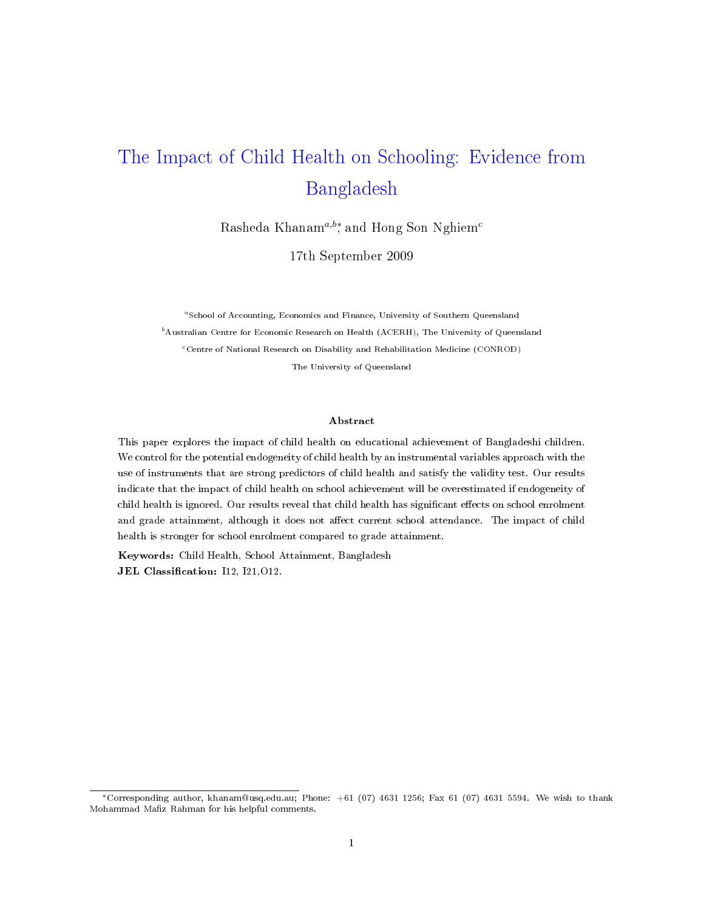# The Impact of Child Health on Schooling: Evidence from Bangladesh

Rasheda Khanam[a,b*], and Hong Son Nghiem[c]

17th September 2009

[a]School of Accounting, Economics and Finance, University of Southern Queensland

[b]Australian Centre for Economic Research on Health (ACERH), The University of Queensland

[c]Centre of National Research on Disability and Rehabilitation Medicine (CONROD)

The University of Queensland

### Abstract

This paper explores the impact of child health on educational achievement of Bangladeshi children. We control for the potential endogeneity of child health by an instrumental variables approach with the use of instruments that are strong predictors of child health and satisfy the validity test. Our results indicate that the impact of child health on school achievement will be overestimated if endogeneity of child health is ignored. Our results reveal that child health has significant effects on school enrolment and grade attainment, although it does not affect current school attendance. The impact of child health is stronger for school enrolment compared to grade attainment.

**Keywords:** Child Health, School Attainment, Bangladesh

**JEL Classification:** I12, I21,O12.

---

*Corresponding author, khanam@usq.edu.au; Phone: +61 (07) 4631 1256; Fax 61 (07) 4631 5594. We wish to thank Mohammad Mafiz Rahman for his helpful comments.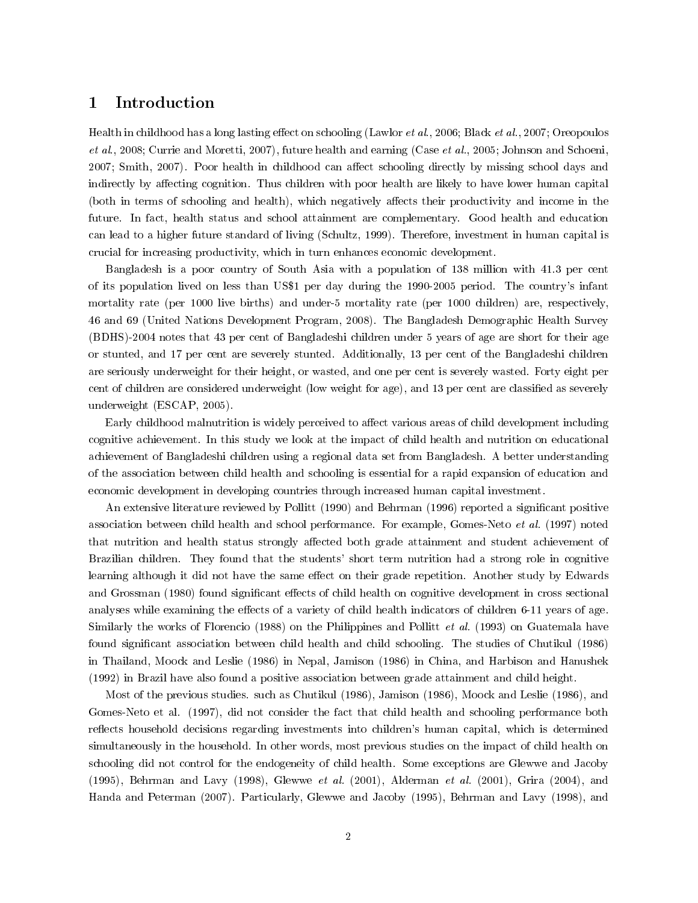## 1 Introduction

Health in childhood has a long lasting effect on schooling (Lawlor *et al.*, 2006; Black *et al.*, 2007; Oreopoulos *et al.*, 2008; Currie and Moretti, 2007), future health and earning (Case *et al.*, 2005; Johnson and Schoeni, 2007; Smith, 2007). Poor health in childhood can affect schooling directly by missing school days and indirectly by affecting cognition. Thus children with poor health are likely to have lower human capital (both in terms of schooling and health), which negatively affects their productivity and income in the future. In fact, health status and school attainment are complementary. Good health and education can lead to a higher future standard of living (Schultz, 1999). Therefore, investment in human capital is crucial for increasing productivity, which in turn enhances economic development.

Bangladesh is a poor country of South Asia with a population of 138 million with 41.3 per cent of its population lived on less than US$1 per day during the 1990-2005 period. The country's infant mortality rate (per 1000 live births) and under-5 mortality rate (per 1000 children) are, respectively, 46 and 69 (United Nations Development Program, 2008). The Bangladesh Demographic Health Survey (BDHS)-2004 notes that 43 per cent of Bangladeshi children under 5 years of age are short for their age or stunted, and 17 per cent are severely stunted. Additionally, 13 per cent of the Bangladeshi children are seriously underweight for their height, or wasted, and one per cent is severely wasted. Forty eight per cent of children are considered underweight (low weight for age), and 13 per cent are classified as severely underweight (ESCAP, 2005).

Early childhood malnutrition is widely perceived to affect various areas of child development including cognitive achievement. In this study we look at the impact of child health and nutrition on educational achievement of Bangladeshi children using a regional data set from Bangladesh. A better understanding of the association between child health and schooling is essential for a rapid expansion of education and economic development in developing countries through increased human capital investment.

An extensive literature reviewed by Pollitt (1990) and Behrman (1996) reported a significant positive association between child health and school performance. For example, Gomes-Neto *et al.* (1997) noted that nutrition and health status strongly affected both grade attainment and student achievement of Brazilian children. They found that the students' short term nutrition had a strong role in cognitive learning although it did not have the same effect on their grade repetition. Another study by Edwards and Grossman (1980) found significant effects of child health on cognitive development in cross sectional analyses while examining the effects of a variety of child health indicators of children 6-11 years of age. Similarly the works of Florencio (1988) on the Philippines and Pollitt *et al.* (1993) on Guatemala have found significant association between child health and child schooling. The studies of Chutikul (1986) in Thailand, Moock and Leslie (1986) in Nepal, Jamison (1986) in China, and Harbison and Hanushek (1992) in Brazil have also found a positive association between grade attainment and child height.

Most of the previous studies. such as Chutikul (1986), Jamison (1986), Moock and Leslie (1986), and Gomes-Neto et al. (1997), did not consider the fact that child health and schooling performance both reflects household decisions regarding investments into children's human capital, which is determined simultaneously in the household. In other words, most previous studies on the impact of child health on schooling did not control for the endogeneity of child health. Some exceptions are Glewwe and Jacoby (1995), Behrman and Lavy (1998), Glewwe *et al.* (2001), Alderman *et al.* (2001), Grira (2004), and Handa and Peterman (2007). Particularly, Glewwe and Jacoby (1995), Behrman and Lavy (1998), and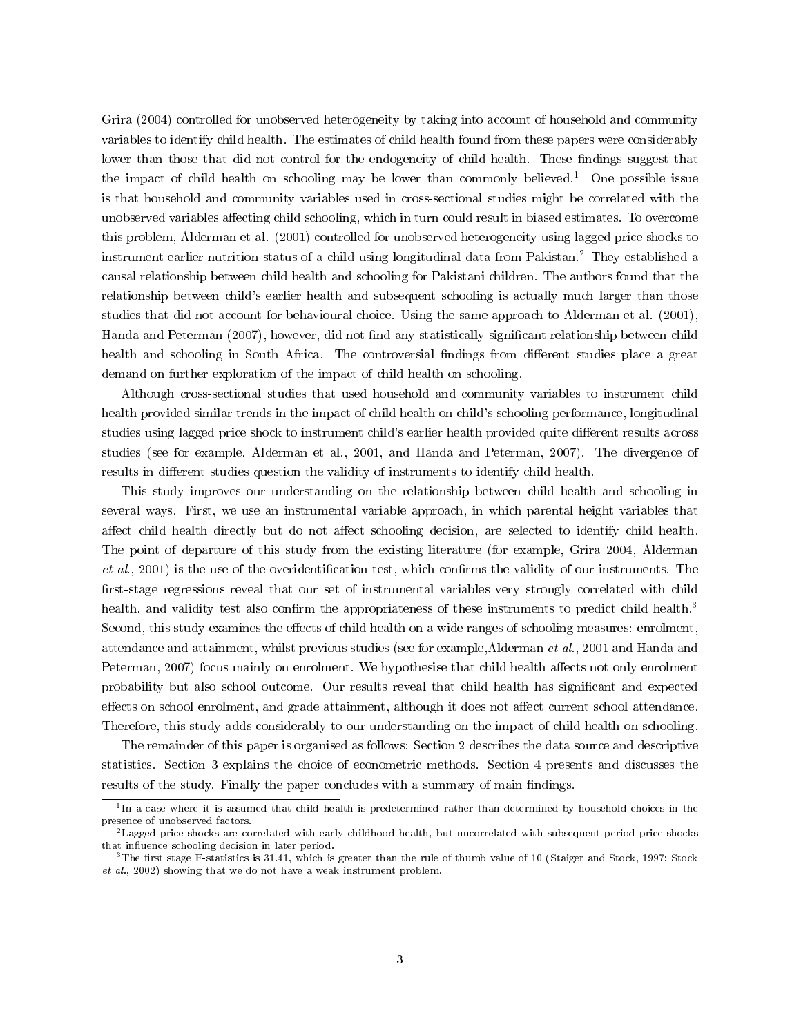Grira (2004) controlled for unobserved heterogeneity by taking into account of household and community variables to identify child health. The estimates of child health found from these papers were considerably lower than those that did not control for the endogeneity of child health. These findings suggest that the impact of child health on schooling may be lower than commonly believed.[1] One possible issue is that household and community variables used in cross-sectional studies might be correlated with the unobserved variables affecting child schooling, which in turn could result in biased estimates. To overcome this problem, Alderman et al. (2001) controlled for unobserved heterogeneity using lagged price shocks to instrument earlier nutrition status of a child using longitudinal data from Pakistan.[2] They established a causal relationship between child health and schooling for Pakistani children. The authors found that the relationship between child's earlier health and subsequent schooling is actually much larger than those studies that did not account for behavioural choice. Using the same approach to Alderman et al. (2001), Handa and Peterman (2007), however, did not find any statistically significant relationship between child health and schooling in South Africa. The controversial findings from different studies place a great demand on further exploration of the impact of child health on schooling.

Although cross-sectional studies that used household and community variables to instrument child health provided similar trends in the impact of child health on child's schooling performance, longitudinal studies using lagged price shock to instrument child's earlier health provided quite different results across studies (see for example, Alderman et al., 2001, and Handa and Peterman, 2007). The divergence of results in different studies question the validity of instruments to identify child health.

This study improves our understanding on the relationship between child health and schooling in several ways. First, we use an instrumental variable approach, in which parental height variables that affect child health directly but do not affect schooling decision, are selected to identify child health. The point of departure of this study from the existing literature (for example, Grira 2004, Alderman *et al.*, 2001) is the use of the overidentification test, which confirms the validity of our instruments. The first-stage regressions reveal that our set of instrumental variables very strongly correlated with child health, and validity test also confirm the appropriateness of these instruments to predict child health.[3] Second, this study examines the effects of child health on a wide ranges of schooling measures: enrolment, attendance and attainment, whilst previous studies (see for example,Alderman *et al.*, 2001 and Handa and Peterman, 2007) focus mainly on enrolment. We hypothesise that child health affects not only enrolment probability but also school outcome. Our results reveal that child health has significant and expected effects on school enrolment, and grade attainment, although it does not affect current school attendance. Therefore, this study adds considerably to our understanding on the impact of child health on schooling.

The remainder of this paper is organised as follows: Section 2 describes the data source and descriptive statistics. Section 3 explains the choice of econometric methods. Section 4 presents and discusses the results of the study. Finally the paper concludes with a summary of main findings.

---

[1] In a case where it is assumed that child health is predetermined rather than determined by household choices in the presence of unobserved factors.

[2] Lagged price shocks are correlated with early childhood health, but uncorrelated with subsequent period price shocks that influence schooling decision in later period.

[3] The first stage F-statistics is 31.41, which is greater than the rule of thumb value of 10 (Staiger and Stock, 1997; Stock *et al.*, 2002) showing that we do not have a weak instrument problem.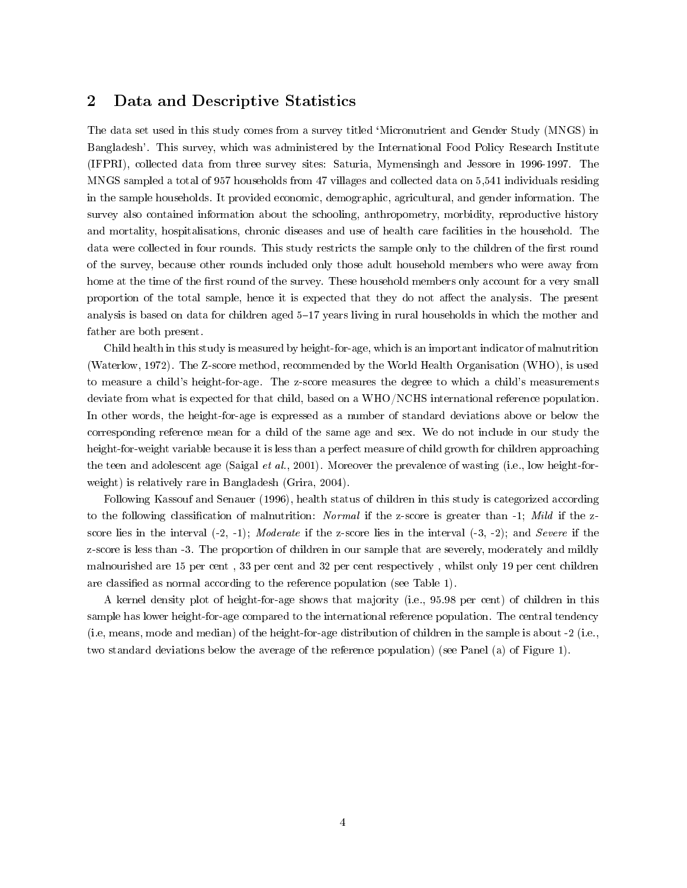## 2 Data and Descriptive Statistics

The data set used in this study comes from a survey titled 'Micronutrient and Gender Study (MNGS) in Bangladesh'. This survey, which was administered by the International Food Policy Research Institute (IFPRI), collected data from three survey sites: Saturia, Mymensingh and Jessore in 1996-1997. The MNGS sampled a total of 957 households from 47 villages and collected data on 5,541 individuals residing in the sample households. It provided economic, demographic, agricultural, and gender information. The survey also contained information about the schooling, anthropometry, morbidity, reproductive history and mortality, hospitalisations, chronic diseases and use of health care facilities in the household. The data were collected in four rounds. This study restricts the sample only to the children of the first round of the survey, because other rounds included only those adult household members who were away from home at the time of the first round of the survey. These household members only account for a very small proportion of the total sample, hence it is expected that they do not affect the analysis. The present analysis is based on data for children aged 5–17 years living in rural households in which the mother and father are both present.

Child health in this study is measured by height-for-age, which is an important indicator of malnutrition (Waterlow, 1972). The Z-score method, recommended by the World Health Organisation (WHO), is used to measure a child's height-for-age. The z-score measures the degree to which a child's measurements deviate from what is expected for that child, based on a WHO/NCHS international reference population. In other words, the height-for-age is expressed as a number of standard deviations above or below the corresponding reference mean for a child of the same age and sex. We do not include in our study the height-for-weight variable because it is less than a perfect measure of child growth for children approaching the teen and adolescent age (Saigal *et al.*, 2001). Moreover the prevalence of wasting (i.e., low height-for-weight) is relatively rare in Bangladesh (Grira, 2004).

Following Kassouf and Senauer (1996), health status of children in this study is categorized according to the following classification of malnutrition: *Normal* if the z-score is greater than -1; *Mild* if the z-score lies in the interval (-2, -1); *Moderate* if the z-score lies in the interval (-3, -2); and *Severe* if the z-score is less than -3. The proportion of children in our sample that are severely, moderately and mildly malnourished are 15 per cent , 33 per cent and 32 per cent respectively , whilst only 19 per cent children are classified as normal according to the reference population (see Table 1).

A kernel density plot of height-for-age shows that majority (i.e., 95.98 per cent) of children in this sample has lower height-for-age compared to the international reference population. The central tendency (i.e, means, mode and median) of the height-for-age distribution of children in the sample is about -2 (i.e., two standard deviations below the average of the reference population) (see Panel (a) of Figure 1).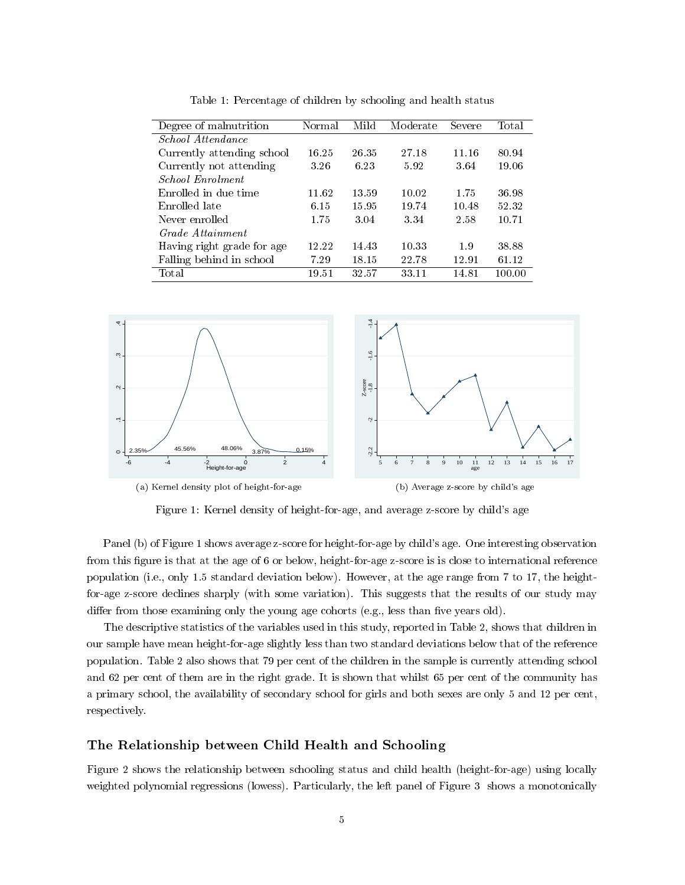Table 1: Percentage of children by schooling and health status

| Degree of malnutrition | Normal | Mild | Moderate | Severe | Total |
|---|---|---|---|---|---|
| *School Attendance* | | | | | |
| Currently attending school | 16.25 | 26.35 | 27.18 | 11.16 | 80.94 |
| Currently not attending | 3.26 | 6.23 | 5.92 | 3.64 | 19.06 |
| *School Enrolment* | | | | | |
| Enrolled in due time | 11.62 | 13.59 | 10.02 | 1.75 | 36.98 |
| Enrolled late | 6.15 | 15.95 | 19.74 | 10.48 | 52.32 |
| Never enrolled | 1.75 | 3.04 | 3.34 | 2.58 | 10.71 |
| *Grade Attainment* | | | | | |
| Having right grade for age | 12.22 | 14.43 | 10.33 | 1.9 | 38.88 |
| Falling behind in school | 7.29 | 18.15 | 22.78 | 12.91 | 61.12 |
| Total | 19.51 | 32.57 | 33.11 | 14.81 | 100.00 |

(a) Kernel density plot of height-for-age

(b) Average z-score by child's age

Figure 1: Kernel density of height-for-age, and average z-score by child's age

Panel (b) of Figure 1 shows average z-score for height-for-age by child's age. One interesting observation from this figure is that at the age of 6 or below, height-for-age z-score is is close to international reference population (i.e., only 1.5 standard deviation below). However, at the age range from 7 to 17, the height-for-age z-score declines sharply (with some variation). This suggests that the results of our study may differ from those examining only the young age cohorts (e.g., less than five years old).

The descriptive statistics of the variables used in this study, reported in Table 2, shows that children in our sample have mean height-for-age slightly less than two standard deviations below that of the reference population. Table 2 also shows that 79 per cent of the children in the sample is currently attending school and 62 per cent of them are in the right grade. It is shown that whilst 65 per cent of the community has a primary school, the availability of secondary school for girls and both sexes are only 5 and 12 per cent, respectively.

## The Relationship between Child Health and Schooling

Figure 2 shows the relationship between schooling status and child health (height-for-age) using locally weighted polynomial regressions (lowess). Particularly, the left panel of Figure 3 shows a monotonically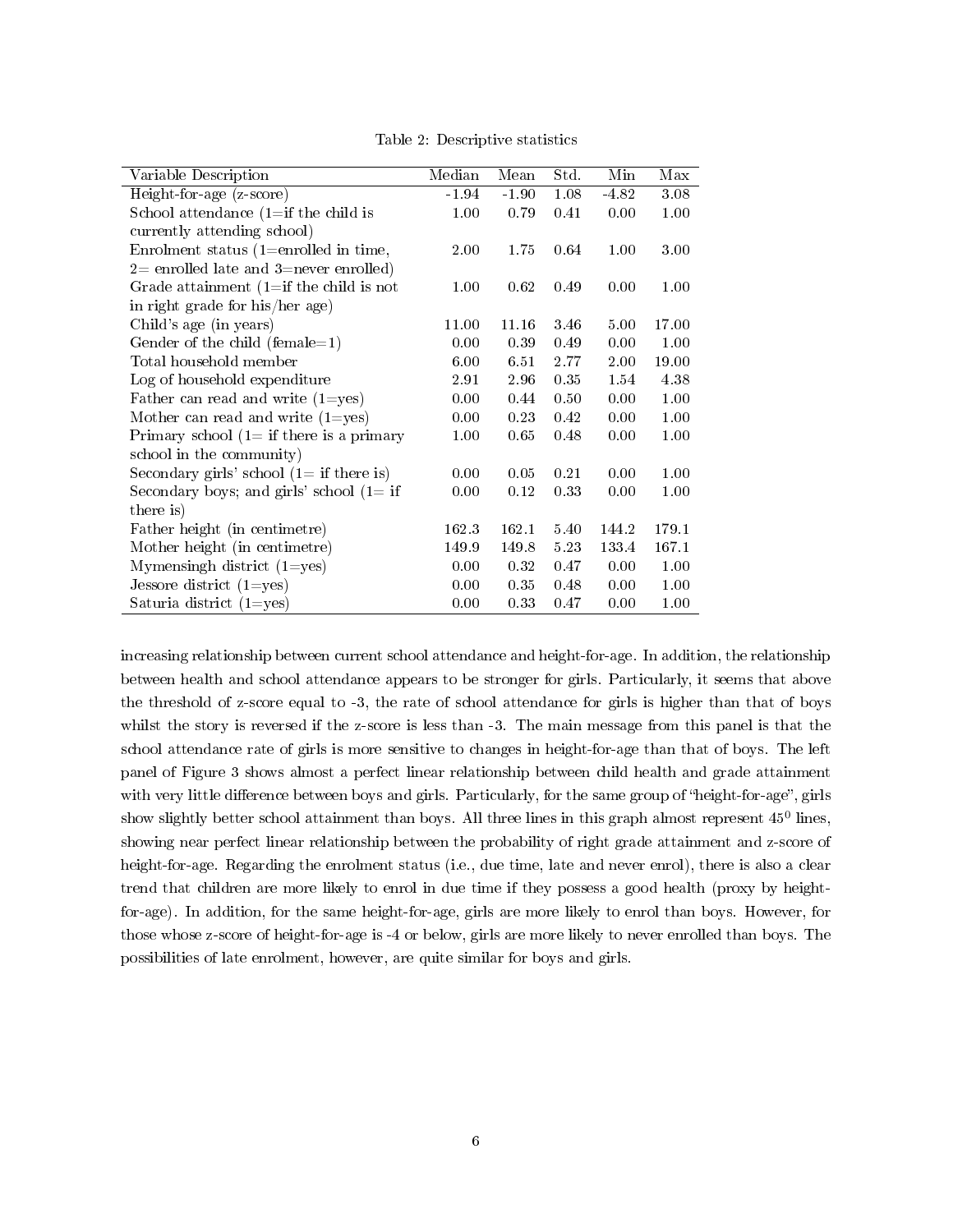Table 2: Descriptive statistics

| Variable Description | Median | Mean | Std. | Min | Max |
|---|---|---|---|---|---|
| Height-for-age (z-score) | -1.94 | -1.90 | 1.08 | -4.82 | 3.08 |
| School attendance (1=if the child is currently attending school) | 1.00 | 0.79 | 0.41 | 0.00 | 1.00 |
| Enrolment status (1=enrolled in time, 2= enrolled late and 3=never enrolled) | 2.00 | 1.75 | 0.64 | 1.00 | 3.00 |
| Grade attainment (1=if the child is not in right grade for his/her age) | 1.00 | 0.62 | 0.49 | 0.00 | 1.00 |
| Child's age (in years) | 11.00 | 11.16 | 3.46 | 5.00 | 17.00 |
| Gender of the child (female=1) | 0.00 | 0.39 | 0.49 | 0.00 | 1.00 |
| Total household member | 6.00 | 6.51 | 2.77 | 2.00 | 19.00 |
| Log of household expenditure | 2.91 | 2.96 | 0.35 | 1.54 | 4.38 |
| Father can read and write (1=yes) | 0.00 | 0.44 | 0.50 | 0.00 | 1.00 |
| Mother can read and write (1=yes) | 0.00 | 0.23 | 0.42 | 0.00 | 1.00 |
| Primary school (1= if there is a primary school in the community) | 1.00 | 0.65 | 0.48 | 0.00 | 1.00 |
| Secondary girls' school (1= if there is) | 0.00 | 0.05 | 0.21 | 0.00 | 1.00 |
| Secondary boys; and girls' school (1= if there is) | 0.00 | 0.12 | 0.33 | 0.00 | 1.00 |
| Father height (in centimetre) | 162.3 | 162.1 | 5.40 | 144.2 | 179.1 |
| Mother height (in centimetre) | 149.9 | 149.8 | 5.23 | 133.4 | 167.1 |
| Mymensingh district (1=yes) | 0.00 | 0.32 | 0.47 | 0.00 | 1.00 |
| Jessore district (1=yes) | 0.00 | 0.35 | 0.48 | 0.00 | 1.00 |
| Saturia district (1=yes) | 0.00 | 0.33 | 0.47 | 0.00 | 1.00 |

increasing relationship between current school attendance and height-for-age. In addition, the relationship between health and school attendance appears to be stronger for girls. Particularly, it seems that above the threshold of z-score equal to -3, the rate of school attendance for girls is higher than that of boys whilst the story is reversed if the z-score is less than -3. The main message from this panel is that the school attendance rate of girls is more sensitive to changes in height-for-age than that of boys. The left panel of Figure 3 shows almost a perfect linear relationship between child health and grade attainment with very little difference between boys and girls. Particularly, for the same group of "height-for-age", girls show slightly better school attainment than boys. All three lines in this graph almost represent $45^0$ lines, showing near perfect linear relationship between the probability of right grade attainment and z-score of height-for-age. Regarding the enrolment status (i.e., due time, late and never enrol), there is also a clear trend that children are more likely to enrol in due time if they possess a good health (proxy by height-for-age). In addition, for the same height-for-age, girls are more likely to enrol than boys. However, for those whose z-score of height-for-age is -4 or below, girls are more likely to never enrolled than boys. The possibilities of late enrolment, however, are quite similar for boys and girls.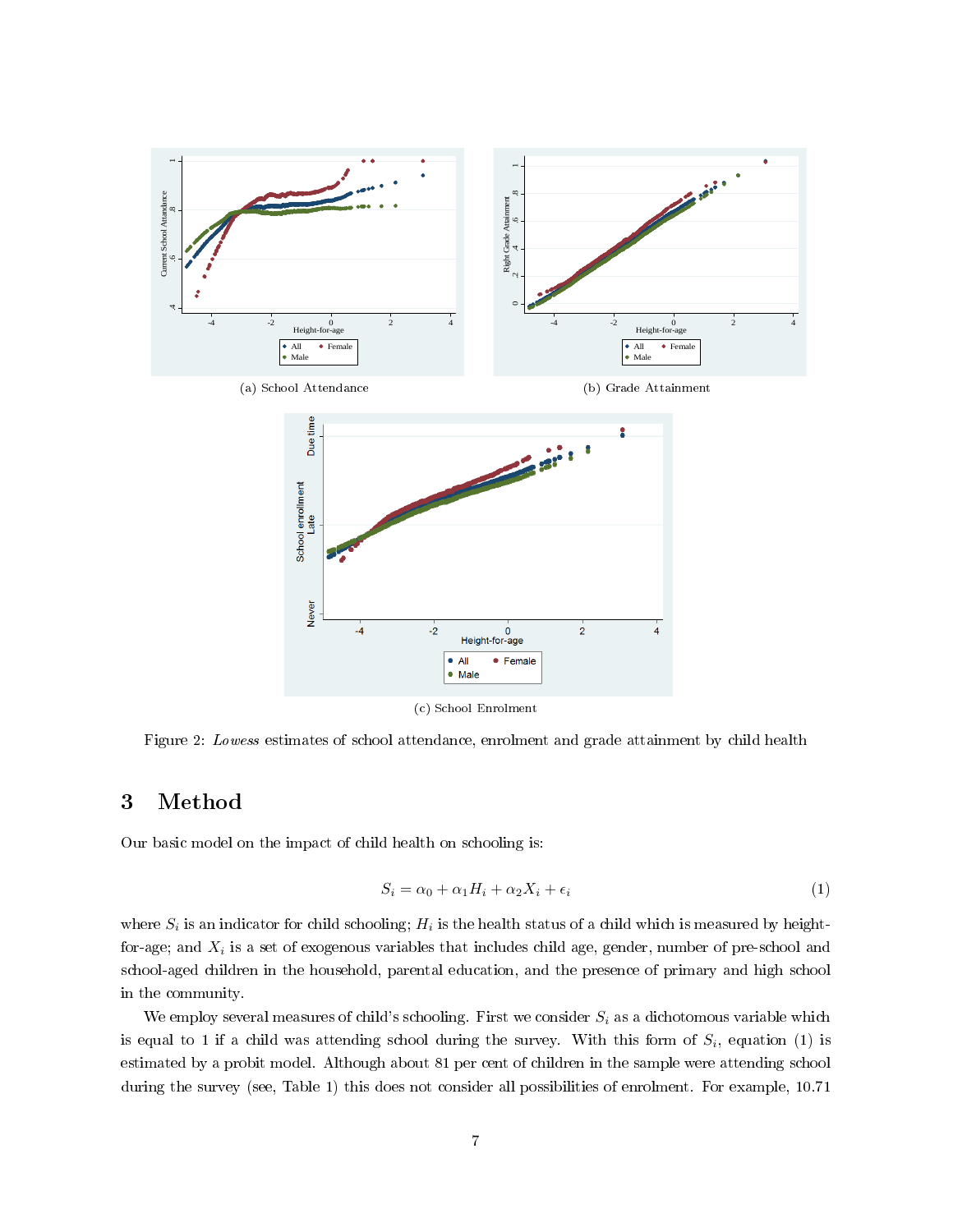(a) School Attendance

(b) Grade Attainment

(c) School Enrolment

Figure 2: *Lowess* estimates of school attendance, enrolment and grade attainment by child health

# 3 Method

Our basic model on the impact of child health on schooling is:

$$S_i = \alpha_0 + \alpha_1 H_i + \alpha_2 X_i + \epsilon_i \tag{1}$$

where $S_i$ is an indicator for child schooling; $H_i$ is the health status of a child which is measured by height-for-age; and $X_i$ is a set of exogenous variables that includes child age, gender, number of pre-school and school-aged children in the household, parental education, and the presence of primary and high school in the community.

We employ several measures of child's schooling. First we consider $S_i$ as a dichotomous variable which is equal to 1 if a child was attending school during the survey. With this form of $S_i$, equation (1) is estimated by a probit model. Although about 81 per cent of children in the sample were attending school during the survey (see, Table 1) this does not consider all possibilities of enrolment. For example, 10.71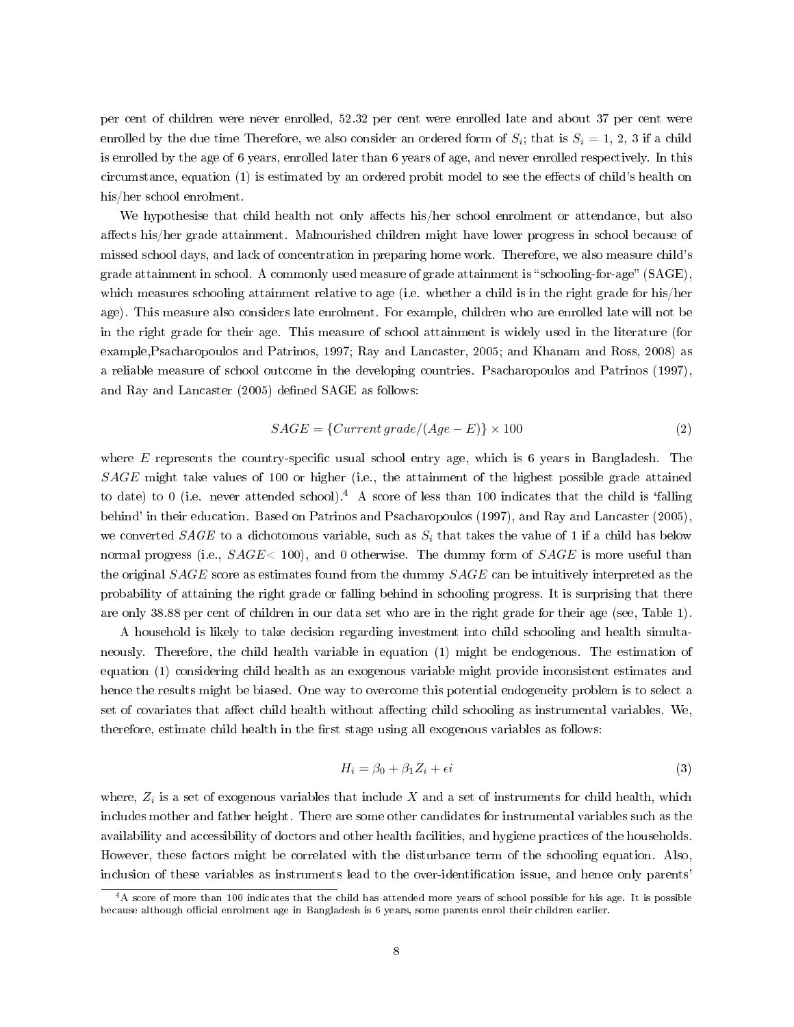per cent of children were never enrolled, 52.32 per cent were enrolled late and about 37 per cent were enrolled by the due time Therefore, we also consider an ordered form of $S_i$; that is $S_i$ = 1, 2, 3 if a child is enrolled by the age of 6 years, enrolled later than 6 years of age, and never enrolled respectively. In this circumstance, equation (1) is estimated by an ordered probit model to see the effects of child's health on his/her school enrolment.

We hypothesise that child health not only affects his/her school enrolment or attendance, but also affects his/her grade attainment. Malnourished children might have lower progress in school because of missed school days, and lack of concentration in preparing home work. Therefore, we also measure child's grade attainment in school. A commonly used measure of grade attainment is "schooling-for-age" (SAGE), which measures schooling attainment relative to age (i.e. whether a child is in the right grade for his/her age). This measure also considers late enrolment. For example, children who are enrolled late will not be in the right grade for their age. This measure of school attainment is widely used in the literature (for example,Psacharopoulos and Patrinos, 1997; Ray and Lancaster, 2005; and Khanam and Ross, 2008) as a reliable measure of school outcome in the developing countries. Psacharopoulos and Patrinos (1997), and Ray and Lancaster (2005) defined SAGE as follows:

$$SAGE = \{Current\, grade/(Age - E)\} \times 100 \tag{2}$$

where $E$ represents the country-specific usual school entry age, which is 6 years in Bangladesh. The $SAGE$ might take values of 100 or higher (i.e., the attainment of the highest possible grade attained to date) to 0 (i.e. never attended school).[4] A score of less than 100 indicates that the child is 'falling behind' in their education. Based on Patrinos and Psacharopoulos (1997), and Ray and Lancaster (2005), we converted $SAGE$ to a dichotomous variable, such as $S_i$ that takes the value of 1 if a child has below normal progress (i.e., $SAGE < 100$), and 0 otherwise. The dummy form of $SAGE$ is more useful than the original $SAGE$ score as estimates found from the dummy $SAGE$ can be intuitively interpreted as the probability of attaining the right grade or falling behind in schooling progress. It is surprising that there are only 38.88 per cent of children in our data set who are in the right grade for their age (see, Table 1).

A household is likely to take decision regarding investment into child schooling and health simultaneously. Therefore, the child health variable in equation (1) might be endogenous. The estimation of equation (1) considering child health as an exogenous variable might provide inconsistent estimates and hence the results might be biased. One way to overcome this potential endogeneity problem is to select a set of covariates that affect child health without affecting child schooling as instrumental variables. We, therefore, estimate child health in the first stage using all exogenous variables as follows:

$$H_i = \beta_0 + \beta_1 Z_i + \epsilon i \tag{3}$$

where, $Z_i$ is a set of exogenous variables that include $X$ and a set of instruments for child health, which includes mother and father height. There are some other candidates for instrumental variables such as the availability and accessibility of doctors and other health facilities, and hygiene practices of the households. However, these factors might be correlated with the disturbance term of the schooling equation. Also, inclusion of these variables as instruments lead to the over-identification issue, and hence only parents'

[4] A score of more than 100 indicates that the child has attended more years of school possible for his age. It is possible because although official enrolment age in Bangladesh is 6 years, some parents enrol their children earlier.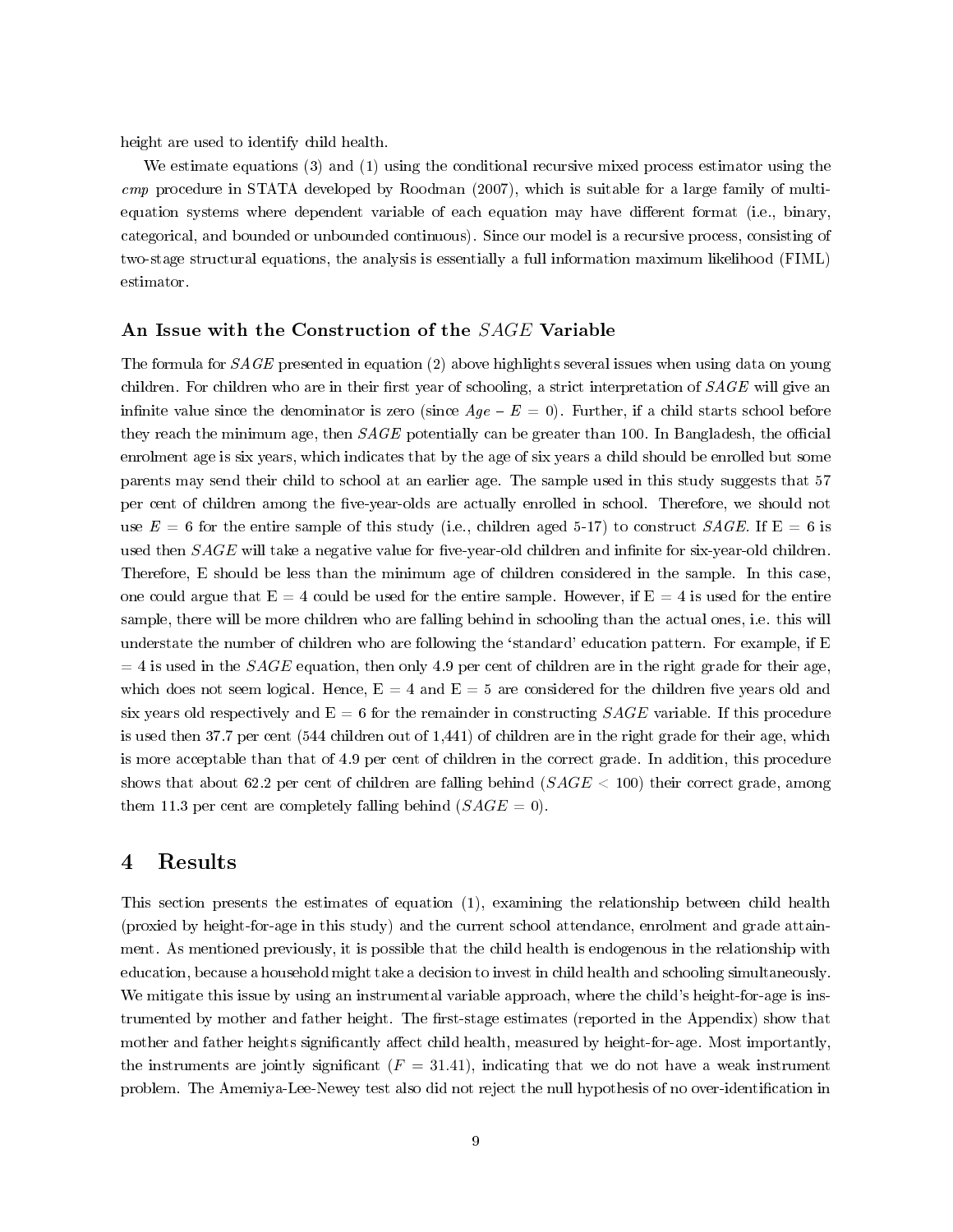height are used to identify child health.

We estimate equations (3) and (1) using the conditional recursive mixed process estimator using the *cmp* procedure in STATA developed by Roodman (2007), which is suitable for a large family of multi-equation systems where dependent variable of each equation may have different format (i.e., binary, categorical, and bounded or unbounded continuous). Since our model is a recursive process, consisting of two-stage structural equations, the analysis is essentially a full information maximum likelihood (FIML) estimator.

### An Issue with the Construction of the $SAGE$ Variable

The formula for $SAGE$ presented in equation (2) above highlights several issues when using data on young children. For children who are in their first year of schooling, a strict interpretation of $SAGE$ will give an infinite value since the denominator is zero (since $Age - E = 0$). Further, if a child starts school before they reach the minimum age, then $SAGE$ potentially can be greater than 100. In Bangladesh, the official enrolment age is six years, which indicates that by the age of six years a child should be enrolled but some parents may send their child to school at an earlier age. The sample used in this study suggests that 57 per cent of children among the five-year-olds are actually enrolled in school. Therefore, we should not use $E = 6$ for the entire sample of this study (i.e., children aged 5-17) to construct $SAGE$. If $E = 6$ is used then $SAGE$ will take a negative value for five-year-old children and infinite for six-year-old children. Therefore, E should be less than the minimum age of children considered in the sample. In this case, one could argue that $E = 4$ could be used for the entire sample. However, if $E = 4$ is used for the entire sample, there will be more children who are falling behind in schooling than the actual ones, i.e. this will understate the number of children who are following the 'standard' education pattern. For example, if $E = 4$ is used in the $SAGE$ equation, then only 4.9 per cent of children are in the right grade for their age, which does not seem logical. Hence, $E = 4$ and $E = 5$ are considered for the children five years old and six years old respectively and $E = 6$ for the remainder in constructing $SAGE$ variable. If this procedure is used then 37.7 per cent (544 children out of 1,441) of children are in the right grade for their age, which is more acceptable than that of 4.9 per cent of children in the correct grade. In addition, this procedure shows that about 62.2 per cent of children are falling behind ($SAGE < 100$) their correct grade, among them 11.3 per cent are completely falling behind ($SAGE = 0$).

## 4 Results

This section presents the estimates of equation (1), examining the relationship between child health (proxied by height-for-age in this study) and the current school attendance, enrolment and grade attainment. As mentioned previously, it is possible that the child health is endogenous in the relationship with education, because a household might take a decision to invest in child health and schooling simultaneously. We mitigate this issue by using an instrumental variable approach, where the child's height-for-age is instrumented by mother and father height. The first-stage estimates (reported in the Appendix) show that mother and father heights significantly affect child health, measured by height-for-age. Most importantly, the instruments are jointly significant ($F = 31.41$), indicating that we do not have a weak instrument problem. The Amemiya-Lee-Newey test also did not reject the null hypothesis of no over-identification in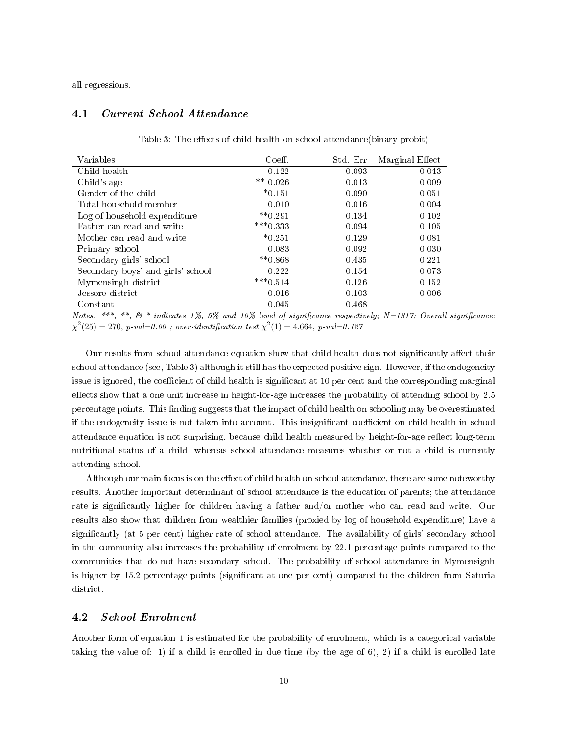all regressions.

### 4.1 *Current School Attendance*

Table 3: The effects of child health on school attendance(binary probit)

| Variables | Coeff. | Std. Err | Marginal Effect |
|---|---|---|---|
| Child health | 0.122 | 0.093 | 0.043 |
| Child's age | **-0.026 | 0.013 | -0.009 |
| Gender of the child | *0.151 | 0.090 | 0.051 |
| Total household member | 0.010 | 0.016 | 0.004 |
| Log of household expenditure | **0.291 | 0.134 | 0.102 |
| Father can read and write | ***0.333 | 0.094 | 0.105 |
| Mother can read and write | *0.251 | 0.129 | 0.081 |
| Primary school | 0.083 | 0.092 | 0.030 |
| Secondary girls' school | **0.868 | 0.435 | 0.221 |
| Secondary boys' and girls' school | 0.222 | 0.154 | 0.073 |
| Mymensingh district | ***0.514 | 0.126 | 0.152 |
| Jessore district | -0.016 | 0.103 | -0.006 |
| Constant | 0.045 | 0.468 | |

*Notes: \*\*\*, \*\*, & \* indicates 1%, 5% and 10% level of significance respectively; N=1317; Overall significance:* $\chi^2(25) = 270$, *p-val=0.00 ; over-identification test* $\chi^2(1) = 4.664$, *p-val=0.127*

Our results from school attendance equation show that child health does not significantly affect their school attendance (see, Table 3) although it still has the expected positive sign. However, if the endogeneity issue is ignored, the coefficient of child health is significant at 10 per cent and the corresponding marginal effects show that a one unit increase in height-for-age increases the probability of attending school by 2.5 percentage points. This finding suggests that the impact of child health on schooling may be overestimated if the endogeneity issue is not taken into account. This insignificant coefficient on child health in school attendance equation is not surprising, because child health measured by height-for-age reflect long-term nutritional status of a child, whereas school attendance measures whether or not a child is currently attending school.

Although our main focus is on the effect of child health on school attendance, there are some noteworthy results. Another important determinant of school attendance is the education of parents; the attendance rate is significantly higher for children having a father and/or mother who can read and write. Our results also show that children from wealthier families (proxied by log of household expenditure) have a significantly (at 5 per cent) higher rate of school attendance. The availability of girls' secondary school in the community also increases the probability of enrolment by 22.1 percentage points compared to the communities that do not have secondary school. The probability of school attendance in Mymensignh is higher by 15.2 percentage points (significant at one per cent) compared to the children from Saturia district.

### 4.2 *School Enrolment*

Another form of equation 1 is estimated for the probability of enrolment, which is a categorical variable taking the value of: 1) if a child is enrolled in due time (by the age of 6), 2) if a child is enrolled late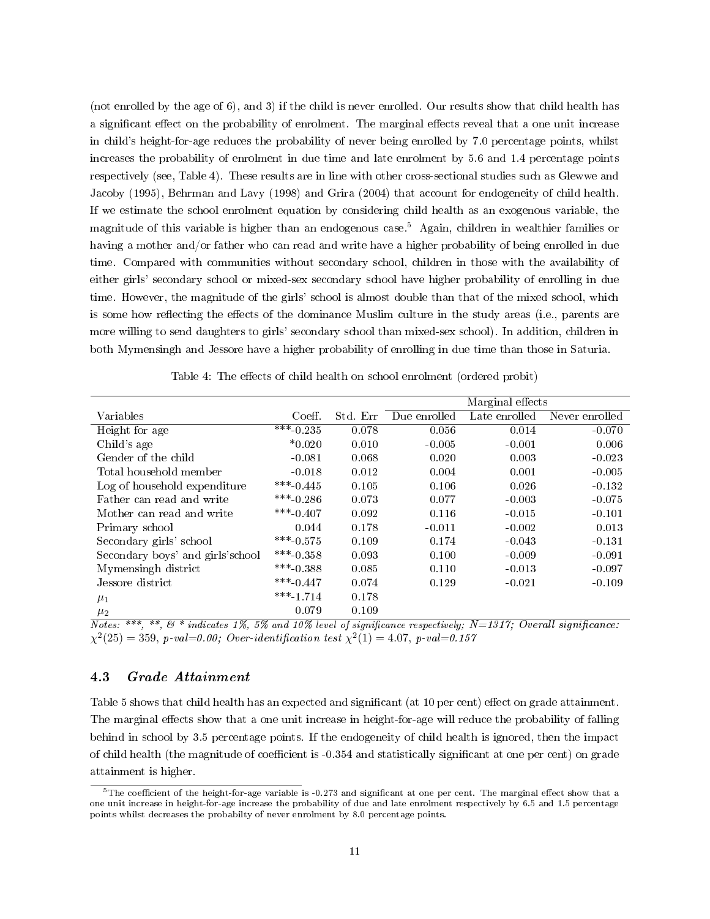(not enrolled by the age of 6), and 3) if the child is never enrolled. Our results show that child health has a significant effect on the probability of enrolment. The marginal effects reveal that a one unit increase in child's height-for-age reduces the probability of never being enrolled by 7.0 percentage points, whilst increases the probability of enrolment in due time and late enrolment by 5.6 and 1.4 percentage points respectively (see, Table 4). These results are in line with other cross-sectional studies such as Glewwe and Jacoby (1995), Behrman and Lavy (1998) and Grira (2004) that account for endogeneity of child health. If we estimate the school enrolment equation by considering child health as an exogenous variable, the magnitude of this variable is higher than an endogenous case.[5] Again, children in wealthier families or having a mother and/or father who can read and write have a higher probability of being enrolled in due time. Compared with communities without secondary school, children in those with the availability of either girls' secondary school or mixed-sex secondary school have higher probability of enrolling in due time. However, the magnitude of the girls' school is almost double than that of the mixed school, which is some how reflecting the effects of the dominance Muslim culture in the study areas (i.e., parents are more willing to send daughters to girls' secondary school than mixed-sex school). In addition, children in both Mymensingh and Jessore have a higher probability of enrolling in due time than those in Saturia.

Table 4: The effects of child health on school enrolment (ordered probit)

| | | | Marginal effects | | |
|---|---|---|---|---|---|
| Variables | Coeff. | Std. Err | Due enrolled | Late enrolled | Never enrolled |
| Height for age | ***-0.235 | 0.078 | 0.056 | 0.014 | -0.070 |
| Child's age | *0.020 | 0.010 | -0.005 | -0.001 | 0.006 |
| Gender of the child | -0.081 | 0.068 | 0.020 | 0.003 | -0.023 |
| Total household member | -0.018 | 0.012 | 0.004 | 0.001 | -0.005 |
| Log of household expenditure | ***-0.445 | 0.105 | 0.106 | 0.026 | -0.132 |
| Father can read and write | ***-0.286 | 0.073 | 0.077 | -0.003 | -0.075 |
| Mother can read and write | ***-0.407 | 0.092 | 0.116 | -0.015 | -0.101 |
| Primary school | 0.044 | 0.178 | -0.011 | -0.002 | 0.013 |
| Secondary girls' school | ***-0.575 | 0.109 | 0.174 | -0.043 | -0.131 |
| Secondary boys' and girls'school | ***-0.358 | 0.093 | 0.100 | -0.009 | -0.091 |
| Mymensingh district | ***-0.388 | 0.085 | 0.110 | -0.013 | -0.097 |
| Jessore district | ***-0.447 | 0.074 | 0.129 | -0.021 | -0.109 |
| $\mu_1$ | ***-1.714 | 0.178 | | | |
| $\mu_2$ | 0.079 | 0.109 | | | |

*Notes: \*\*\*, \*\*, & \* indicates 1%, 5% and 10% level of significance respectively; N=1317; Overall significance:* $\chi^2(25) = 359$, *p-val=0.00; Over-identification test* $\chi^2(1) = 4.07$, *p-val=0.157*

### 4.3 *Grade Attainment*

Table 5 shows that child health has an expected and significant (at 10 per cent) effect on grade attainment. The marginal effects show that a one unit increase in height-for-age will reduce the probability of falling behind in school by 3.5 percentage points. If the endogeneity of child health is ignored, then the impact of child health (the magnitude of coefficient is -0.354 and statistically significant at one per cent) on grade attainment is higher.

[5] The coefficient of the height-for-age variable is -0.273 and significant at one per cent. The marginal effect show that a one unit increase in height-for-age increase the probability of due and late enrolment respectively by 6.5 and 1.5 percentage points whilst decreases the probabilty of never enrolment by 8.0 percentage points.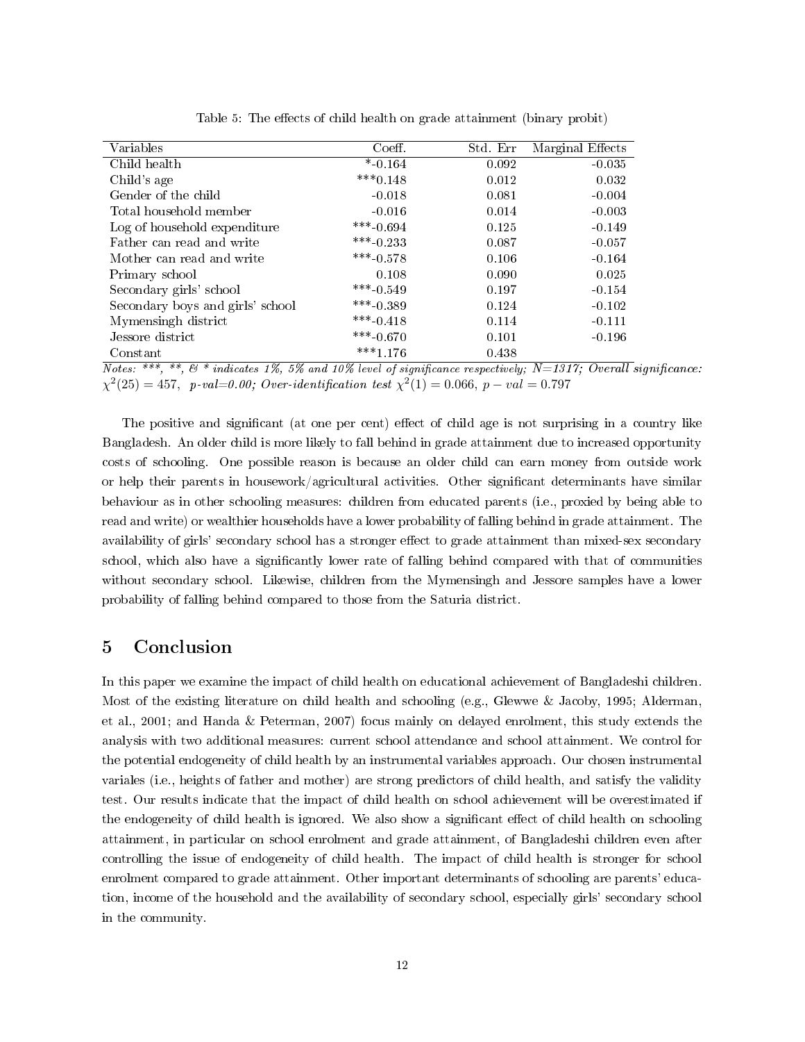Table 5: The effects of child health on grade attainment (binary probit)

| Variables | Coeff. | Std. Err | Marginal Effects |
|---|---|---|---|
| Child health | *-0.164 | 0.092 | -0.035 |
| Child's age | ***0.148 | 0.012 | 0.032 |
| Gender of the child | -0.018 | 0.081 | -0.004 |
| Total household member | -0.016 | 0.014 | -0.003 |
| Log of household expenditure | ***-0.694 | 0.125 | -0.149 |
| Father can read and write | ***-0.233 | 0.087 | -0.057 |
| Mother can read and write | ***-0.578 | 0.106 | -0.164 |
| Primary school | 0.108 | 0.090 | 0.025 |
| Secondary girls' school | ***-0.549 | 0.197 | -0.154 |
| Secondary boys and girls' school | ***-0.389 | 0.124 | -0.102 |
| Mymensingh district | ***-0.418 | 0.114 | -0.111 |
| Jessore district | ***-0.670 | 0.101 | -0.196 |
| Constant | ***1.176 | 0.438 | |

*Notes: ***, **, & * indicates 1%, 5% and 10% level of significance respectively; N=1317; Overall significance:* $\chi^2(25) = 457$, *p-val=0.00; Over-identification test* $\chi^2(1) = 0.066$, $p-val = 0.797$

The positive and significant (at one per cent) effect of child age is not surprising in a country like Bangladesh. An older child is more likely to fall behind in grade attainment due to increased opportunity costs of schooling. One possible reason is because an older child can earn money from outside work or help their parents in housework/agricultural activities. Other significant determinants have similar behaviour as in other schooling measures: children from educated parents (i.e., proxied by being able to read and write) or wealthier households have a lower probability of falling behind in grade attainment. The availability of girls' secondary school has a stronger effect to grade attainment than mixed-sex secondary school, which also have a significantly lower rate of falling behind compared with that of communities without secondary school. Likewise, children from the Mymensingh and Jessore samples have a lower probability of falling behind compared to those from the Saturia district.

## 5 Conclusion

In this paper we examine the impact of child health on educational achievement of Bangladeshi children. Most of the existing literature on child health and schooling (e.g., Glewwe & Jacoby, 1995; Alderman, et al., 2001; and Handa & Peterman, 2007) focus mainly on delayed enrolment, this study extends the analysis with two additional measures: current school attendance and school attainment. We control for the potential endogeneity of child health by an instrumental variables approach. Our chosen instrumental variales (i.e., heights of father and mother) are strong predictors of child health, and satisfy the validity test. Our results indicate that the impact of child health on school achievement will be overestimated if the endogeneity of child health is ignored. We also show a significant effect of child health on schooling attainment, in particular on school enrolment and grade attainment, of Bangladeshi children even after controlling the issue of endogeneity of child health. The impact of child health is stronger for school enrolment compared to grade attainment. Other important determinants of schooling are parents' education, income of the household and the availability of secondary school, especially girls' secondary school in the community.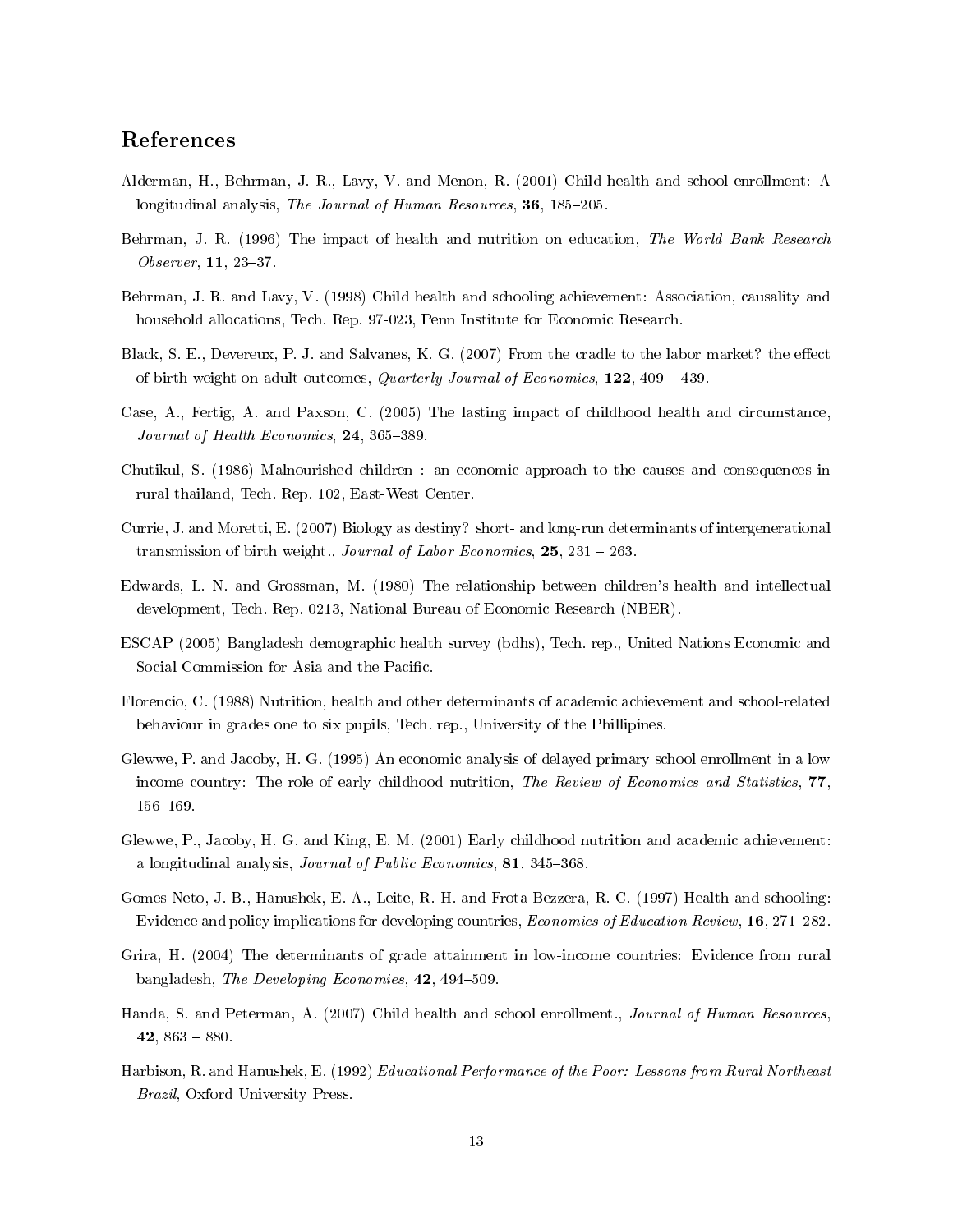## References

Alderman, H., Behrman, J. R., Lavy, V. and Menon, R. (2001) Child health and school enrollment: A longitudinal analysis, *The Journal of Human Resources*, **36**, 185–205.

Behrman, J. R. (1996) The impact of health and nutrition on education, *The World Bank Research Observer*, **11**, 23–37.

Behrman, J. R. and Lavy, V. (1998) Child health and schooling achievement: Association, causality and household allocations, Tech. Rep. 97-023, Penn Institute for Economic Research.

Black, S. E., Devereux, P. J. and Salvanes, K. G. (2007) From the cradle to the labor market? the effect of birth weight on adult outcomes, *Quarterly Journal of Economics*, **122**, 409 – 439.

Case, A., Fertig, A. and Paxson, C. (2005) The lasting impact of childhood health and circumstance, *Journal of Health Economics*, **24**, 365–389.

Chutikul, S. (1986) Malnourished children : an economic approach to the causes and consequences in rural thailand, Tech. Rep. 102, East-West Center.

Currie, J. and Moretti, E. (2007) Biology as destiny? short- and long-run determinants of intergenerational transmission of birth weight., *Journal of Labor Economics*, **25**, 231 – 263.

Edwards, L. N. and Grossman, M. (1980) The relationship between children's health and intellectual development, Tech. Rep. 0213, National Bureau of Economic Research (NBER).

ESCAP (2005) Bangladesh demographic health survey (bdhs), Tech. rep., United Nations Economic and Social Commission for Asia and the Pacific.

Florencio, C. (1988) Nutrition, health and other determinants of academic achievement and school-related behaviour in grades one to six pupils, Tech. rep., University of the Phillipines.

Glewwe, P. and Jacoby, H. G. (1995) An economic analysis of delayed primary school enrollment in a low income country: The role of early childhood nutrition, *The Review of Economics and Statistics*, **77**, 156–169.

Glewwe, P., Jacoby, H. G. and King, E. M. (2001) Early childhood nutrition and academic achievement: a longitudinal analysis, *Journal of Public Economics*, **81**, 345–368.

Gomes-Neto, J. B., Hanushek, E. A., Leite, R. H. and Frota-Bezzera, R. C. (1997) Health and schooling: Evidence and policy implications for developing countries, *Economics of Education Review*, **16**, 271–282.

Grira, H. (2004) The determinants of grade attainment in low-income countries: Evidence from rural bangladesh, *The Developing Economies*, **42**, 494–509.

Handa, S. and Peterman, A. (2007) Child health and school enrollment., *Journal of Human Resources*, **42**, 863 – 880.

Harbison, R. and Hanushek, E. (1992) *Educational Performance of the Poor: Lessons from Rural Northeast Brazil*, Oxford University Press.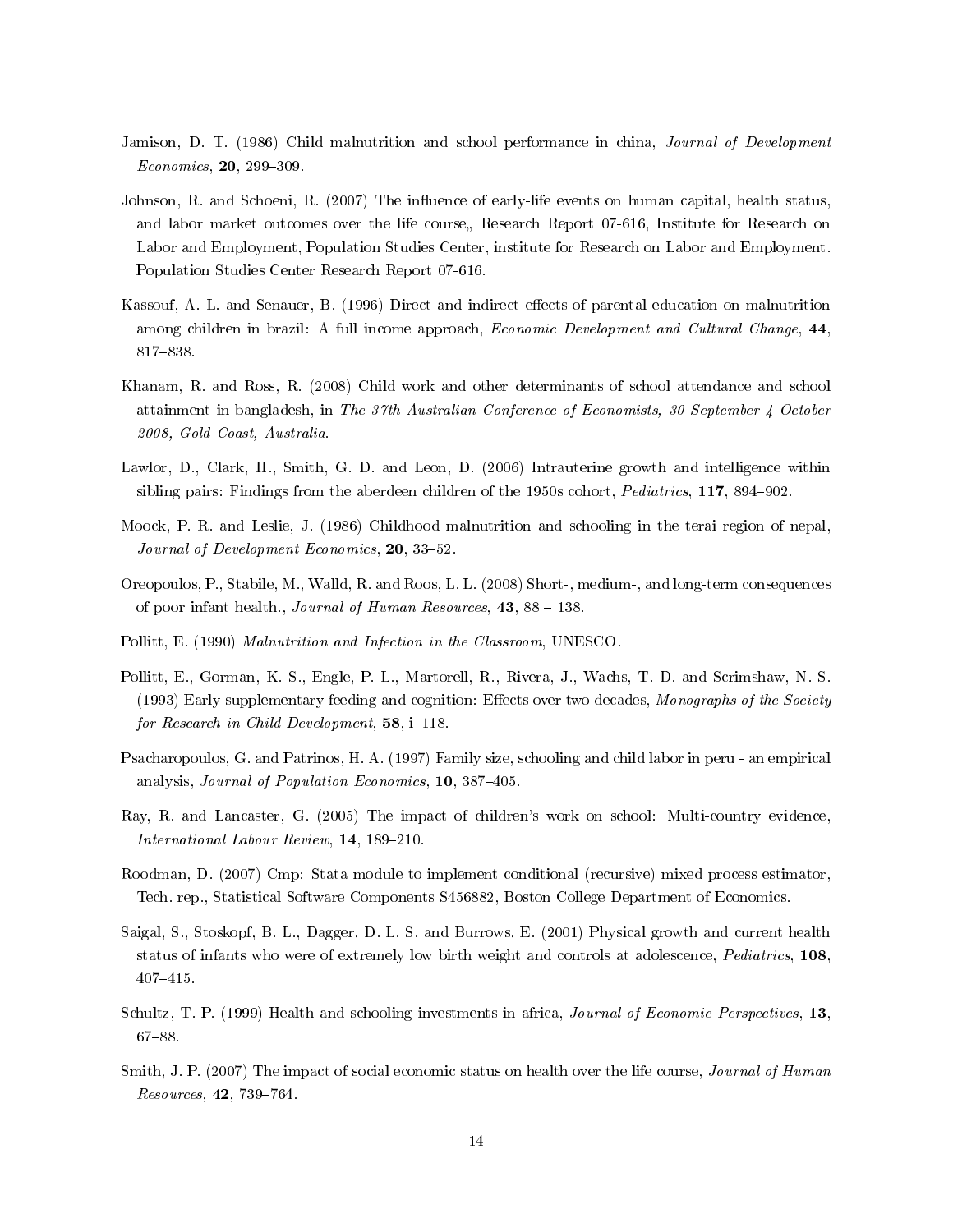Jamison, D. T. (1986) Child malnutrition and school performance in china, *Journal of Development Economics*, **20**, 299–309.

Johnson, R. and Schoeni, R. (2007) The influence of early-life events on human capital, health status, and labor market outcomes over the life course,, Research Report 07-616, Institute for Research on Labor and Employment, Population Studies Center, institute for Research on Labor and Employment. Population Studies Center Research Report 07-616.

Kassouf, A. L. and Senauer, B. (1996) Direct and indirect effects of parental education on malnutrition among children in brazil: A full income approach, *Economic Development and Cultural Change*, **44**, 817–838.

Khanam, R. and Ross, R. (2008) Child work and other determinants of school attendance and school attainment in bangladesh, in *The 37th Australian Conference of Economists, 30 September-4 October 2008, Gold Coast, Australia*.

Lawlor, D., Clark, H., Smith, G. D. and Leon, D. (2006) Intrauterine growth and intelligence within sibling pairs: Findings from the aberdeen children of the 1950s cohort, *Pediatrics*, **117**, 894–902.

Moock, P. R. and Leslie, J. (1986) Childhood malnutrition and schooling in the terai region of nepal, *Journal of Development Economics*, **20**, 33–52.

Oreopoulos, P., Stabile, M., Walld, R. and Roos, L. L. (2008) Short-, medium-, and long-term consequences of poor infant health., *Journal of Human Resources*, **43**, 88 – 138.

Pollitt, E. (1990) *Malnutrition and Infection in the Classroom*, UNESCO.

Pollitt, E., Gorman, K. S., Engle, P. L., Martorell, R., Rivera, J., Wachs, T. D. and Scrimshaw, N. S. (1993) Early supplementary feeding and cognition: Effects over two decades, *Monographs of the Society for Research in Child Development*, **58**, i–118.

Psacharopoulos, G. and Patrinos, H. A. (1997) Family size, schooling and child labor in peru - an empirical analysis, *Journal of Population Economics*, **10**, 387–405.

Ray, R. and Lancaster, G. (2005) The impact of children's work on school: Multi-country evidence, *International Labour Review*, **14**, 189–210.

Roodman, D. (2007) Cmp: Stata module to implement conditional (recursive) mixed process estimator, Tech. rep., Statistical Software Components S456882, Boston College Department of Economics.

Saigal, S., Stoskopf, B. L., Dagger, D. L. S. and Burrows, E. (2001) Physical growth and current health status of infants who were of extremely low birth weight and controls at adolescence, *Pediatrics*, **108**, 407–415.

Schultz, T. P. (1999) Health and schooling investments in africa, *Journal of Economic Perspectives*, **13**, 67–88.

Smith, J. P. (2007) The impact of social economic status on health over the life course, *Journal of Human Resources*, **42**, 739–764.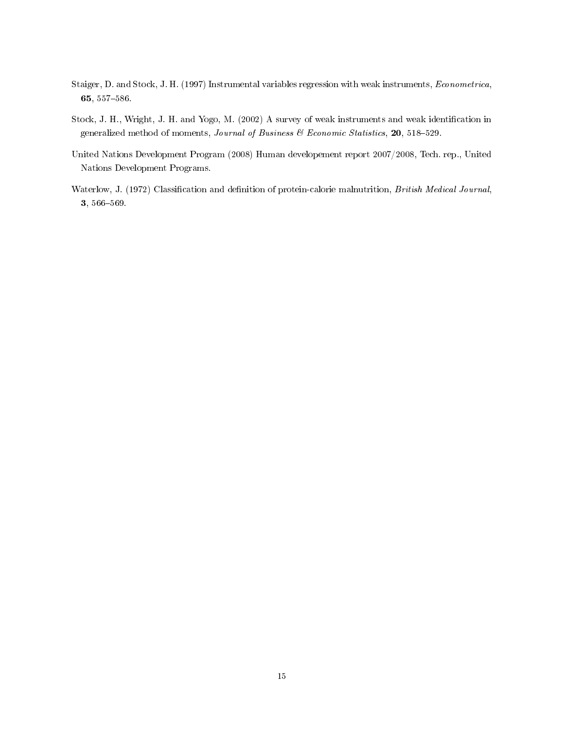Staiger, D. and Stock, J. H. (1997) Instrumental variables regression with weak instruments, *Econometrica*, **65**, 557–586.

Stock, J. H., Wright, J. H. and Yogo, M. (2002) A survey of weak instruments and weak identification in generalized method of moments, *Journal of Business & Economic Statistics*, **20**, 518–529.

United Nations Development Program (2008) Human developement report 2007/2008, Tech. rep., United Nations Development Programs.

Waterlow, J. (1972) Classification and definition of protein-calorie malnutrition, *British Medical Journal*, **3**, 566–569.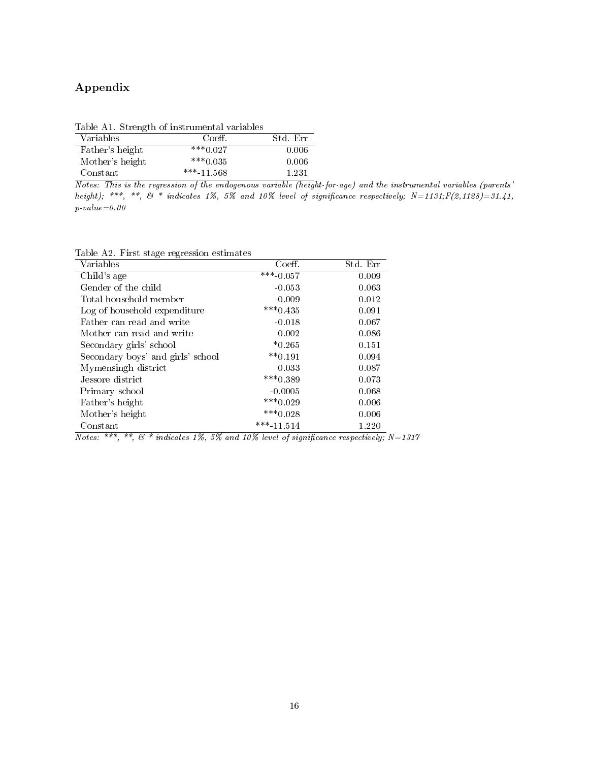## Appendix

Table A1. Strength of instrumental variables

| Variables | Coeff. | Std. Err |
|---|---|---|
| Father's height | ***0.027 | 0.006 |
| Mother's height | ***0.035 | 0.006 |
| Constant | ***-11.568 | 1.231 |

*Notes: This is the regression of the endogenous variable (height-for-age) and the instrumental variables (parents' height); ***, **, & * indicates 1%, 5% and 10% level of significance respectively; N=1131;F(2,1128)=31.41, p-value=0.00*

Table A2. First stage regression estimates

| Variables | Coeff. | Std. Err |
|---|---|---|
| Child's age | ***-0.057 | 0.009 |
| Gender of the child | -0.053 | 0.063 |
| Total household member | -0.009 | 0.012 |
| Log of household expenditure | ***0.435 | 0.091 |
| Father can read and write | -0.018 | 0.067 |
| Mother can read and write | 0.002 | 0.086 |
| Secondary girls' school | *0.265 | 0.151 |
| Secondary boys' and girls' school | **0.191 | 0.094 |
| Mymensingh district | 0.033 | 0.087 |
| Jessore district | ***0.389 | 0.073 |
| Primary school | -0.0005 | 0.068 |
| Father's height | ***0.029 | 0.006 |
| Mother's height | ***0.028 | 0.006 |
| Constant | ***-11.514 | 1.220 |

*Notes: ***, **, & * indicates 1%, 5% and 10% level of significance respectively; N=1317*